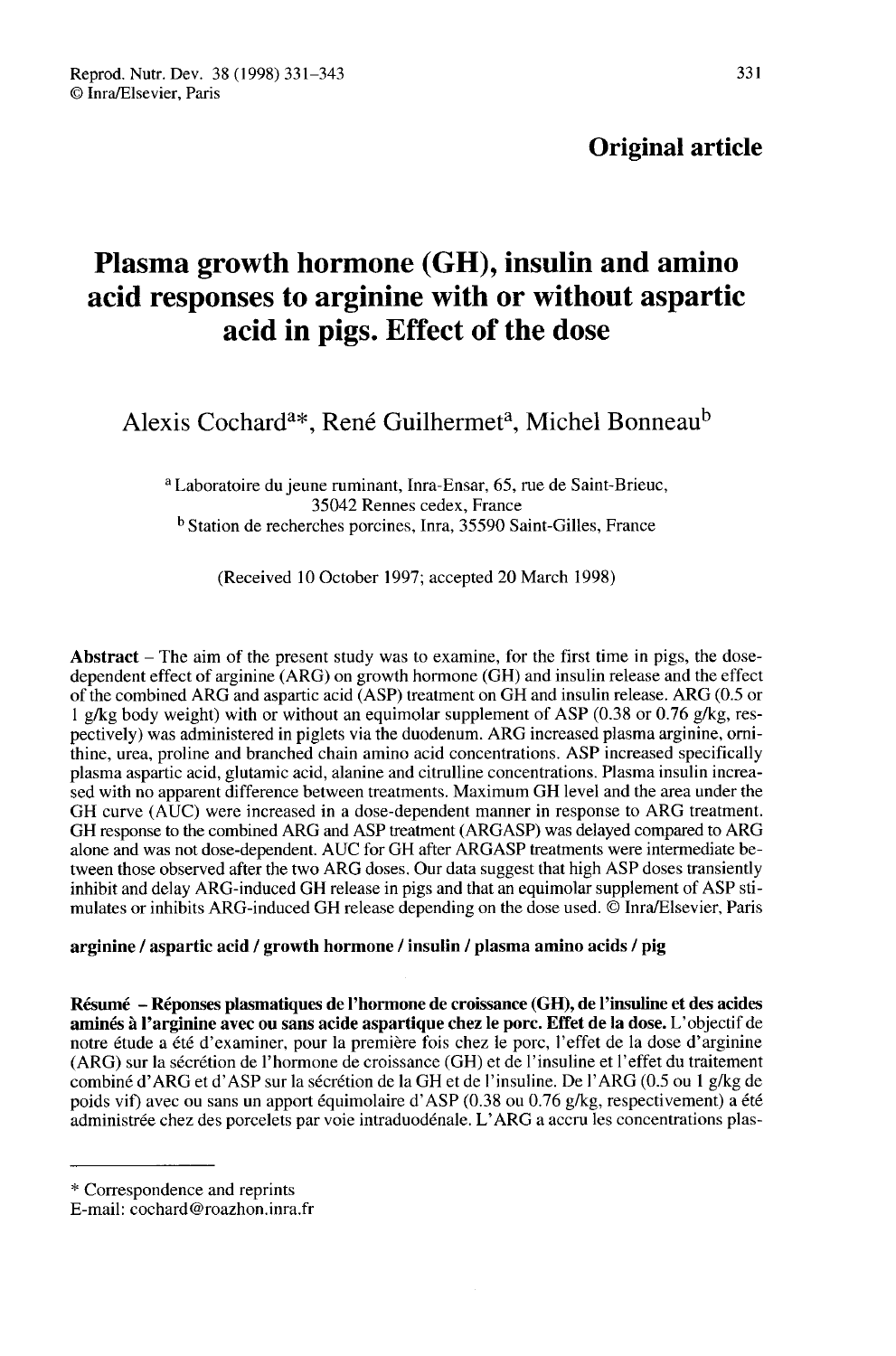**Original article**

# Plasma growth hormone (GH), insulin and amino acid responses to arginine with or without aspartic acid in pigs. Effect of the dose

Alexis Cochard[a]*, René Guilhermet[a], Michel Bonneau[b]

[a] Laboratoire du jeune ruminant, Inra-Ensar, 65, rue de Saint-Brieuc, 35042 Rennes cedex, France

[b] Station de recherches porcines, Inra, 35590 Saint-Gilles, France

(Received 10 October 1997; accepted 20 March 1998)

**Abstract** – The aim of the present study was to examine, for the first time in pigs, the dose-dependent effect of arginine (ARG) on growth hormone (GH) and insulin release and the effect of the combined ARG and aspartic acid (ASP) treatment on GH and insulin release. ARG (0.5 or 1 g/kg body weight) with or without an equimolar supplement of ASP (0.38 or 0.76 g/kg, respectively) was administered in piglets via the duodenum. ARG increased plasma arginine, ornithine, urea, proline and branched chain amino acid concentrations. ASP increased specifically plasma aspartic acid, glutamic acid, alanine and citrulline concentrations. Plasma insulin increased with no apparent difference between treatments. Maximum GH level and the area under the GH curve (AUC) were increased in a dose-dependent manner in response to ARG treatment. GH response to the combined ARG and ASP treatment (ARGASP) was delayed compared to ARG alone and was not dose-dependent. AUC for GH after ARGASP treatments were intermediate between those observed after the two ARG doses. Our data suggest that high ASP doses transiently inhibit and delay ARG-induced GH release in pigs and that an equimolar supplement of ASP stimulates or inhibits ARG-induced GH release depending on the dose used. © Inra/Elsevier, Paris

**arginine / aspartic acid / growth hormone / insulin / plasma amino acids / pig**

**Résumé – Réponses plasmatiques de l'hormone de croissance (GH), de l'insuline et des acides aminés à l'arginine avec ou sans acide aspartique chez le porc. Effet de la dose.** L'objectif de notre étude a été d'examiner, pour la première fois chez le porc, l'effet de la dose d'arginine (ARG) sur la sécrétion de l'hormone de croissance (GH) et de l'insuline et l'effet du traitement combiné d'ARG et d'ASP sur la sécrétion de la GH et de l'insuline. De l'ARG (0.5 ou 1 g/kg de poids vif) avec ou sans un apport équimolaire d'ASP (0.38 ou 0.76 g/kg, respectivement) a été administrée chez des porcelets par voie intraduodénale. L'ARG a accru les concentrations plas-

---

\* Correspondence and reprints

E-mail: cochard@roazhon.inra.fr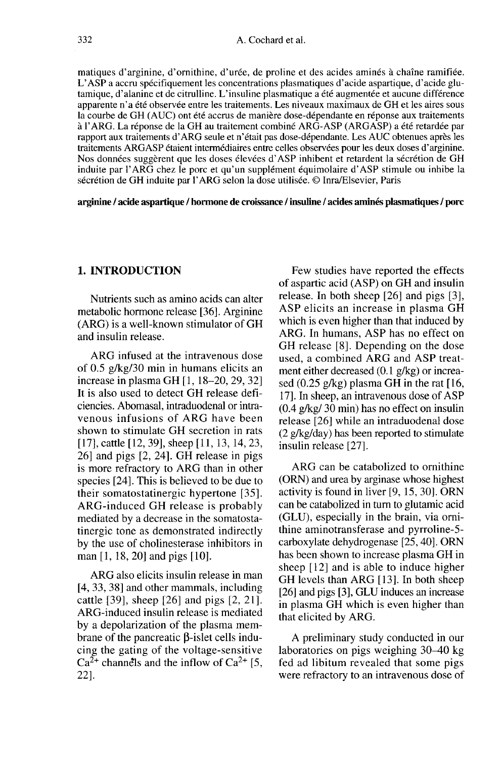matiques d'arginine, d'ornithine, d'urée, de proline et des acides aminés à chaîne ramifiée. L'ASP a accru spécifiquement les concentrations plasmatiques d'acide aspartique, d'acide glutamique, d'alanine et de citrulline. L'insuline plasmatique a été augmentée et aucune différence apparente n'a été observée entre les traitements. Les niveaux maximaux de GH et les aires sous la courbe de GH (AUC) ont été accrus de manière dose-dépendante en réponse aux traitements à l'ARG. La réponse de la GH au traitement combiné ARG-ASP (ARGASP) a été retardée par rapport aux traitements d'ARG seule et n'était pas dose-dépendante. Les AUC obtenues après les traitements ARGASP étaient intermédiaires entre celles observées pour les deux doses d'arginine. Nos données suggèrent que les doses élevées d'ASP inhibent et retardent la sécrétion de GH induite par l'ARG chez le porc et qu'un supplément équimolaire d'ASP stimule ou inhibe la sécrétion de GH induite par l'ARG selon la dose utilisée. © Inra/Elsevier, Paris

**arginine / acide aspartique / hormone de croissance / insuline / acides aminés plasmatiques / porc**

## 1. INTRODUCTION

Nutrients such as amino acids can alter metabolic hormone release [36]. Arginine (ARG) is a well-known stimulator of GH and insulin release.

ARG infused at the intravenous dose of 0.5 g/kg/30 min in humans elicits an increase in plasma GH [1, 18–20, 29, 32] It is also used to detect GH release deficiencies. Abomasal, intraduodenal or intravenous infusions of ARG have been shown to stimulate GH secretion in rats [17], cattle [12, 39], sheep [11, 13, 14, 23, 26] and pigs [2, 24]. GH release in pigs is more refractory to ARG than in other species [24]. This is believed to be due to their somatostatinergic hypertone [35]. ARG-induced GH release is probably mediated by a decrease in the somatostatinergic tone as demonstrated indirectly by the use of cholinesterase inhibitors in man [1, 18, 20] and pigs [10].

ARG also elicits insulin release in man [4, 33, 38] and other mammals, including cattle [39], sheep [26] and pigs [2, 21]. ARG-induced insulin release is mediated by a depolarization of the plasma membrane of the pancreatic β-islet cells inducing the gating of the voltage-sensitive $Ca^{2+}$ channels and the inflow of $Ca^{2+}$ [5, 22].

Few studies have reported the effects of aspartic acid (ASP) on GH and insulin release. In both sheep [26] and pigs [3], ASP elicits an increase in plasma GH which is even higher than that induced by ARG. In humans, ASP has no effect on GH release [8]. Depending on the dose used, a combined ARG and ASP treatment either decreased (0.1 g/kg) or increased (0.25 g/kg) plasma GH in the rat [16, 17]. In sheep, an intravenous dose of ASP (0.4 g/kg/ 30 min) has no effect on insulin release [26] while an intraduodenal dose (2 g/kg/day) has been reported to stimulate insulin release [27].

ARG can be catabolized to ornithine (ORN) and urea by arginase whose highest activity is found in liver [9, 15, 30]. ORN can be catabolized in turn to glutamic acid (GLU), especially in the brain, via ornithine aminotransferase and pyrroline-5-carboxylate dehydrogenase [25, 40]. ORN has been shown to increase plasma GH in sheep [12] and is able to induce higher GH levels than ARG [13]. In both sheep [26] and pigs [3], GLU induces an increase in plasma GH which is even higher than that elicited by ARG.

A preliminary study conducted in our laboratories on pigs weighing 30–40 kg fed ad libitum revealed that some pigs were refractory to an intravenous dose of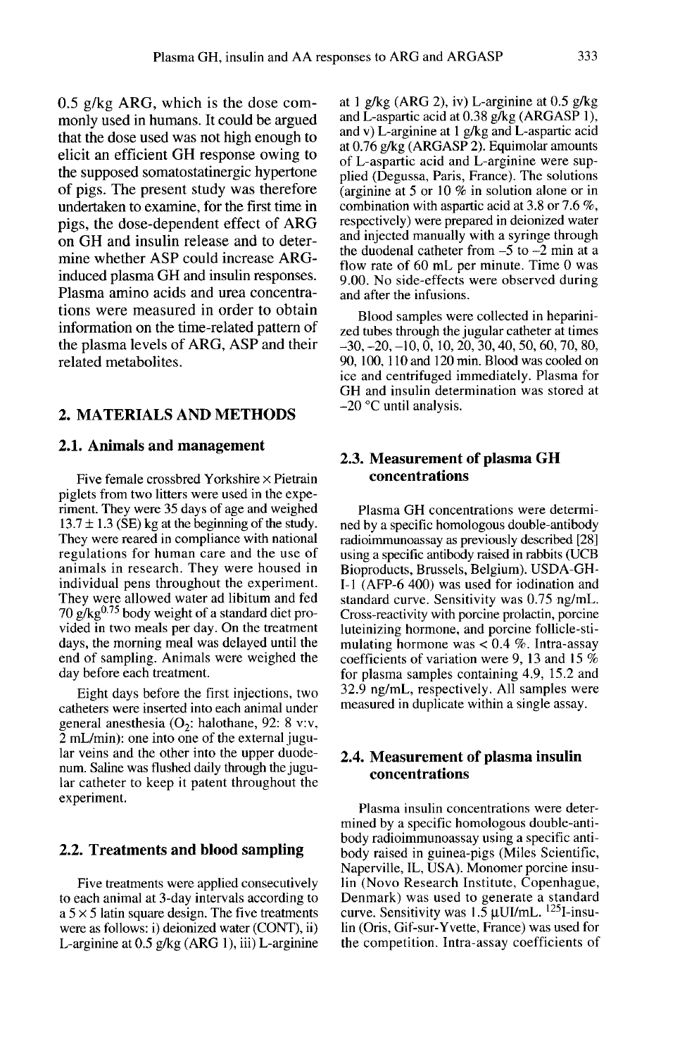0.5 g/kg ARG, which is the dose commonly used in humans. It could be argued that the dose used was not high enough to elicit an efficient GH response owing to the supposed somatostatinergic hypertone of pigs. The present study was therefore undertaken to examine, for the first time in pigs, the dose-dependent effect of ARG on GH and insulin release and to determine whether ASP could increase ARG-induced plasma GH and insulin responses. Plasma amino acids and urea concentrations were measured in order to obtain information on the time-related pattern of the plasma levels of ARG, ASP and their related metabolites.

## 2. MATERIALS AND METHODS

### 2.1. Animals and management

Five female crossbred Yorkshire × Pietrain piglets from two litters were used in the experiment. They were 35 days of age and weighed 13.7 ± 1.3 (SE) kg at the beginning of the study. They were reared in compliance with national regulations for human care and the use of animals in research. They were housed in individual pens throughout the experiment. They were allowed water ad libitum and fed 70 $g/kg^{0.75}$ body weight of a standard diet provided in two meals per day. On the treatment days, the morning meal was delayed until the end of sampling. Animals were weighed the day before each treatment.

Eight days before the first injections, two catheters were inserted into each animal under general anesthesia ($O_2$: halothane, 92: 8 v:v, 2 mL/min): one into one of the external jugular veins and the other into the upper duodenum. Saline was flushed daily through the jugular catheter to keep it patent throughout the experiment.

### 2.2. Treatments and blood sampling

Five treatments were applied consecutively to each animal at 3-day intervals according to a 5 × 5 latin square design. The five treatments were as follows: i) deionized water (CONT), ii) L-arginine at 0.5 g/kg (ARG 1), iii) L-arginine at 1 g/kg (ARG 2), iv) L-arginine at 0.5 g/kg and L-aspartic acid at 0.38 g/kg (ARGASP 1), and v) L-arginine at 1 g/kg and L-aspartic acid at 0.76 g/kg (ARGASP 2). Equimolar amounts of L-aspartic acid and L-arginine were supplied (Degussa, Paris, France). The solutions (arginine at 5 or 10 % in solution alone or in combination with aspartic acid at 3.8 or 7.6 %, respectively) were prepared in deionized water and injected manually with a syringe through the duodenal catheter from –5 to –2 min at a flow rate of 60 mL per minute. Time 0 was 9.00. No side-effects were observed during and after the infusions.

Blood samples were collected in heparinized tubes through the jugular catheter at times –30, –20, –10, 0, 10, 20, 30, 40, 50, 60, 70, 80, 90, 100, 110 and 120 min. Blood was cooled on ice and centrifuged immediately. Plasma for GH and insulin determination was stored at –20 °C until analysis.

### 2.3. Measurement of plasma GH concentrations

Plasma GH concentrations were determined by a specific homologous double-antibody radioimmunoassay as previously described [28] using a specific antibody raised in rabbits (UCB Bioproducts, Brussels, Belgium). USDA-GH-I-1 (AFP-6 400) was used for iodination and standard curve. Sensitivity was 0.75 ng/mL. Cross-reactivity with porcine prolactin, porcine luteinizing hormone, and porcine follicle-stimulating hormone was < 0.4 %. Intra-assay coefficients of variation were 9, 13 and 15 % for plasma samples containing 4.9, 15.2 and 32.9 ng/mL, respectively. All samples were measured in duplicate within a single assay.

### 2.4. Measurement of plasma insulin concentrations

Plasma insulin concentrations were determined by a specific homologous double-antibody radioimmunoassay using a specific antibody raised in guinea-pigs (Miles Scientific, Naperville, IL, USA). Monomer porcine insulin (Novo Research Institute, Copenhague, Denmark) was used to generate a standard curve. Sensitivity was 1.5 μUI/mL. $^{125}$I-insulin (Oris, Gif-sur-Yvette, France) was used for the competition. Intra-assay coefficients of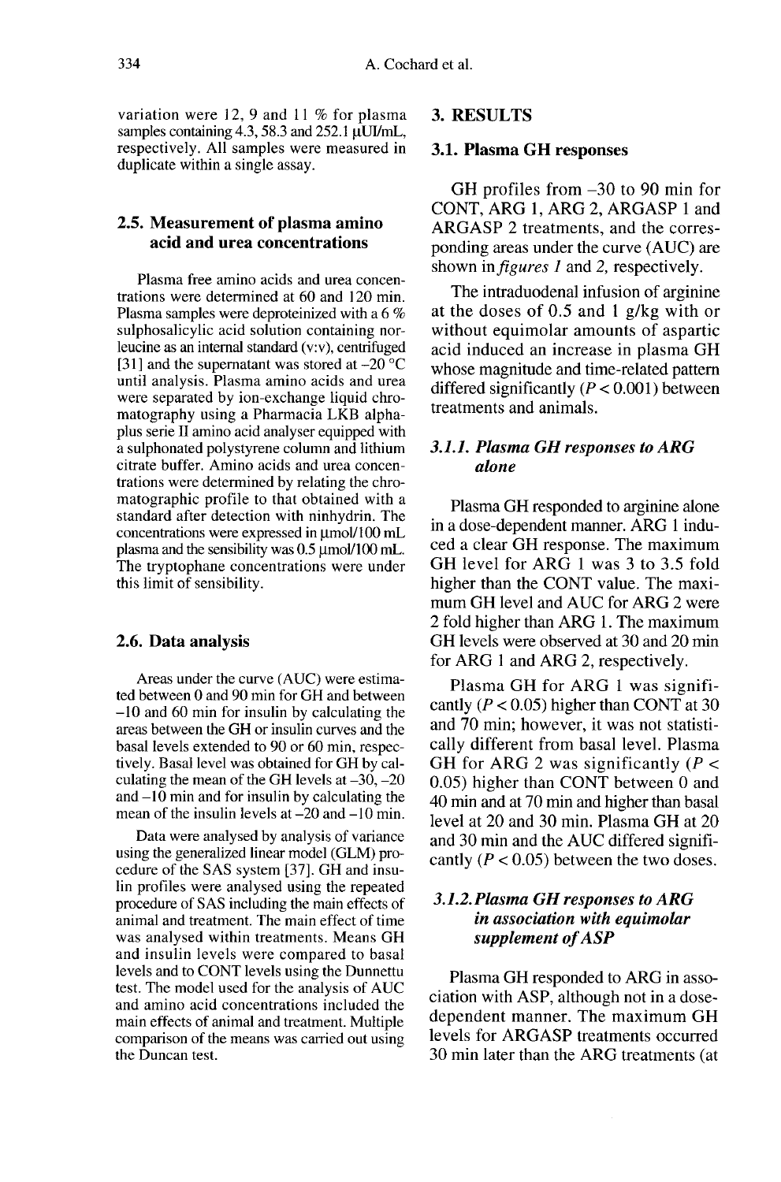variation were 12, 9 and 11 % for plasma samples containing 4.3, 58.3 and 252.1 µUI/mL, respectively. All samples were measured in duplicate within a single assay.

### 2.5. Measurement of plasma amino acid and urea concentrations

Plasma free amino acids and urea concentrations were determined at 60 and 120 min. Plasma samples were deproteinized with a 6 % sulphosalicylic acid solution containing norleucine as an internal standard (v:v), centrifuged [31] and the supernatant was stored at –20 °C until analysis. Plasma amino acids and urea were separated by ion-exchange liquid chromatography using a Pharmacia LKB alphaplus serie II amino acid analyser equipped with a sulphonated polystyrene column and lithium citrate buffer. Amino acids and urea concentrations were determined by relating the chromatographic profile to that obtained with a standard after detection with ninhydrin. The concentrations were expressed in µmol/100 mL plasma and the sensibility was 0.5 µmol/100 mL. The tryptophane concentrations were under this limit of sensibility.

### 2.6. Data analysis

Areas under the curve (AUC) were estimated between 0 and 90 min for GH and between –10 and 60 min for insulin by calculating the areas between the GH or insulin curves and the basal levels extended to 90 or 60 min, respectively. Basal level was obtained for GH by calculating the mean of the GH levels at –30, –20 and –10 min and for insulin by calculating the mean of the insulin levels at –20 and –10 min.

Data were analysed by analysis of variance using the generalized linear model (GLM) procedure of the SAS system [37]. GH and insulin profiles were analysed using the repeated procedure of SAS including the main effects of animal and treatment. The main effect of time was analysed within treatments. Means GH and insulin levels were compared to basal levels and to CONT levels using the Dunnettu test. The model used for the analysis of AUC and amino acid concentrations included the main effects of animal and treatment. Multiple comparison of the means was carried out using the Duncan test.

## 3. RESULTS

### 3.1. Plasma GH responses

GH profiles from –30 to 90 min for CONT, ARG 1, ARG 2, ARGASP 1 and ARGASP 2 treatments, and the corresponding areas under the curve (AUC) are shown in *figures 1* and *2*, respectively.

The intraduodenal infusion of arginine at the doses of 0.5 and 1 g/kg with or without equimolar amounts of aspartic acid induced an increase in plasma GH whose magnitude and time-related pattern differed significantly ($P < 0.001$) between treatments and animals.

#### *3.1.1. Plasma GH responses to ARG alone*

Plasma GH responded to arginine alone in a dose-dependent manner. ARG 1 induced a clear GH response. The maximum GH level for ARG 1 was 3 to 3.5 fold higher than the CONT value. The maximum GH level and AUC for ARG 2 were 2 fold higher than ARG 1. The maximum GH levels were observed at 30 and 20 min for ARG 1 and ARG 2, respectively.

Plasma GH for ARG 1 was significantly ($P < 0.05$) higher than CONT at 30 and 70 min; however, it was not statistically different from basal level. Plasma GH for ARG 2 was significantly ($P < 0.05$) higher than CONT between 0 and 40 min and at 70 min and higher than basal level at 20 and 30 min. Plasma GH at 20 and 30 min and the AUC differed significantly ($P < 0.05$) between the two doses.

#### *3.1.2. Plasma GH responses to ARG in association with equimolar supplement of ASP*

Plasma GH responded to ARG in association with ASP, although not in a dose-dependent manner. The maximum GH levels for ARGASP treatments occurred 30 min later than the ARG treatments (at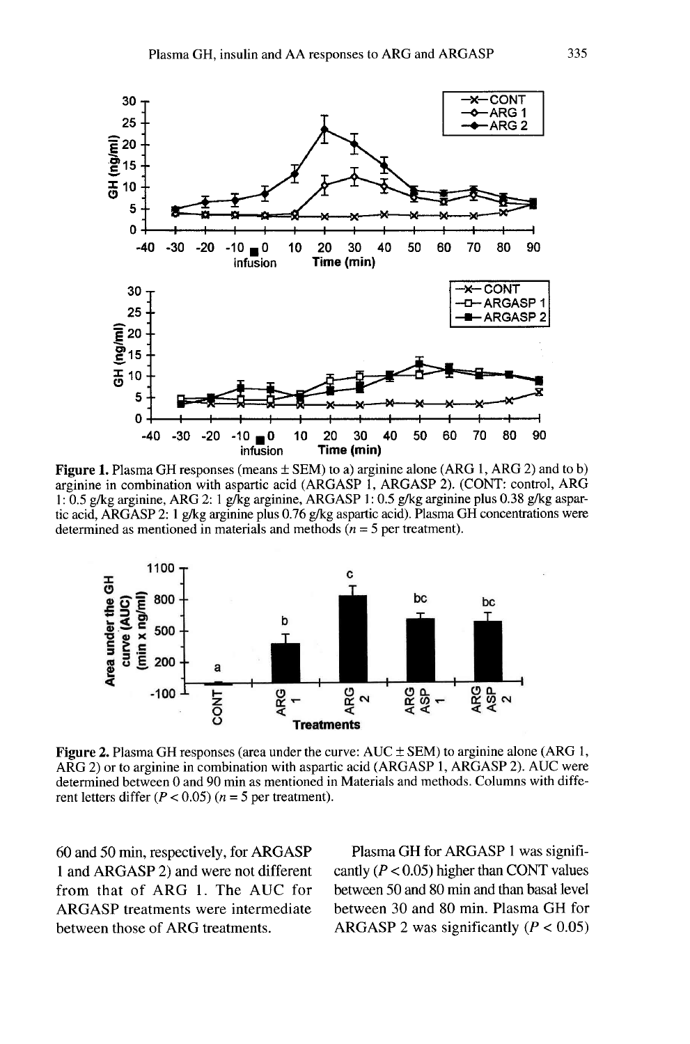Figure 1. Plasma GH responses (means ± SEM) to a) arginine alone (ARG 1, ARG 2) and to b) arginine in combination with aspartic acid (ARGASP 1, ARGASP 2). (CONT: control, ARG 1: 0.5 g/kg arginine, ARG 2: 1 g/kg arginine, ARGASP 1: 0.5 g/kg arginine plus 0.38 g/kg aspartic acid, ARGASP 2: 1 g/kg arginine plus 0.76 g/kg aspartic acid). Plasma GH concentrations were determined as mentioned in materials and methods ($n = 5$ per treatment).

Figure 2. Plasma GH responses (area under the curve: AUC ± SEM) to arginine alone (ARG 1, ARG 2) or to arginine in combination with aspartic acid (ARGASP 1, ARGASP 2). AUC were determined between 0 and 90 min as mentioned in Materials and methods. Columns with different letters differ ($P < 0.05$) ($n = 5$ per treatment).

60 and 50 min, respectively, for ARGASP 1 and ARGASP 2) and were not different from that of ARG 1. The AUC for ARGASP treatments were intermediate between those of ARG treatments.

Plasma GH for ARGASP 1 was significantly ($P < 0.05$) higher than CONT values between 50 and 80 min and than basal level between 30 and 80 min. Plasma GH for ARGASP 2 was significantly ($P < 0.05$)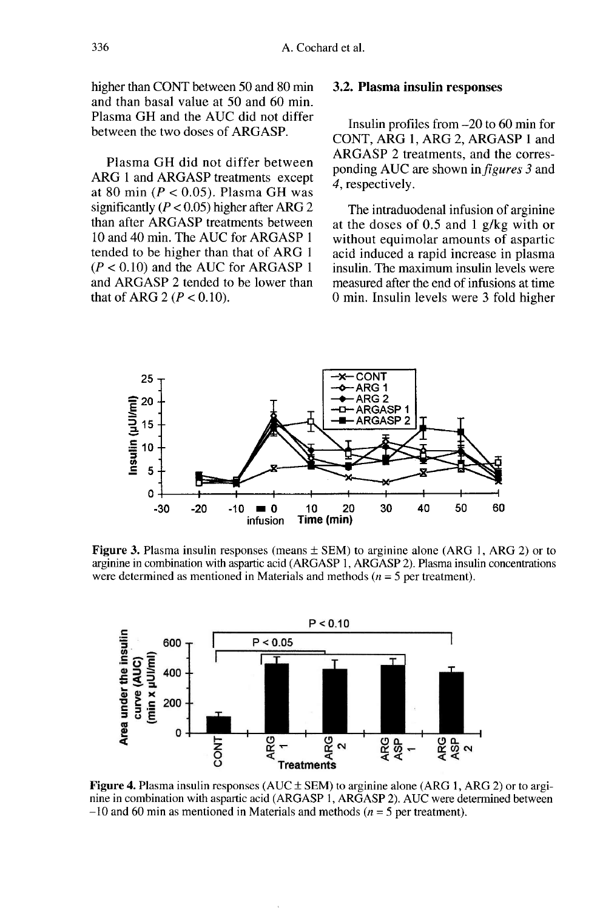higher than CONT between 50 and 80 min and than basal value at 50 and 60 min. Plasma GH and the AUC did not differ between the two doses of ARGASP.

Plasma GH did not differ between ARG 1 and ARGASP treatments except at 80 min ($P < 0.05$). Plasma GH was significantly ($P < 0.05$) higher after ARG 2 than after ARGASP treatments between 10 and 40 min. The AUC for ARGASP 1 tended to be higher than that of ARG 1 ($P < 0.10$) and the AUC for ARGASP 1 and ARGASP 2 tended to be lower than that of ARG 2 ($P < 0.10$).

### 3.2. Plasma insulin responses

Insulin profiles from –20 to 60 min for CONT, ARG 1, ARG 2, ARGASP 1 and ARGASP 2 treatments, and the corresponding AUC are shown in *figures 3* and *4*, respectively.

The intraduodenal infusion of arginine at the doses of 0.5 and 1 g/kg with or without equimolar amounts of aspartic acid induced a rapid increase in plasma insulin. The maximum insulin levels were measured after the end of infusions at time 0 min. Insulin levels were 3 fold higher

**Figure 3.** Plasma insulin responses (means ± SEM) to arginine alone (ARG 1, ARG 2) or to arginine in combination with aspartic acid (ARGASP 1, ARGASP 2). Plasma insulin concentrations were determined as mentioned in Materials and methods ($n = 5$ per treatment).

**Figure 4.** Plasma insulin responses (AUC ± SEM) to arginine alone (ARG 1, ARG 2) or to arginine in combination with aspartic acid (ARGASP 1, ARGASP 2). AUC were determined between –10 and 60 min as mentioned in Materials and methods ($n = 5$ per treatment).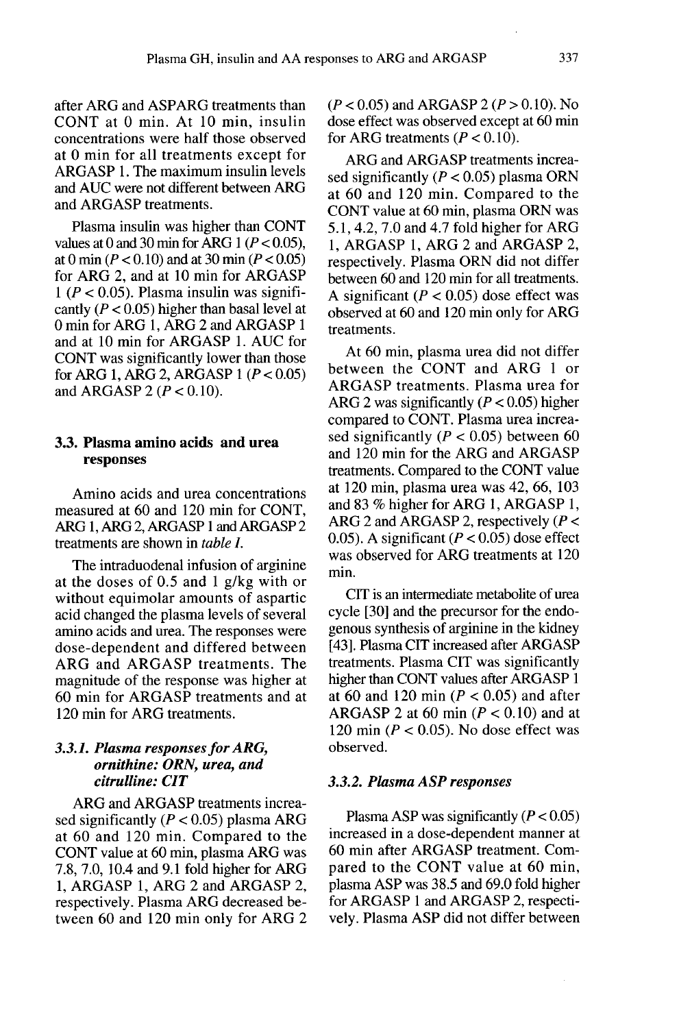after ARG and ASPARG treatments than CONT at 0 min. At 10 min, insulin concentrations were half those observed at 0 min for all treatments except for ARGASP 1. The maximum insulin levels and AUC were not different between ARG and ARGASP treatments.

Plasma insulin was higher than CONT values at 0 and 30 min for ARG 1 ($P < 0.05$), at 0 min ($P < 0.10$) and at 30 min ($P < 0.05$) for ARG 2, and at 10 min for ARGASP 1 ($P < 0.05$). Plasma insulin was significantly ($P < 0.05$) higher than basal level at 0 min for ARG 1, ARG 2 and ARGASP 1 and at 10 min for ARGASP 1. AUC for CONT was significantly lower than those for ARG 1, ARG 2, ARGASP 1 ($P < 0.05$) and ARGASP 2 ($P < 0.10$).

### 3.3. Plasma amino acids and urea responses

Amino acids and urea concentrations measured at 60 and 120 min for CONT, ARG 1, ARG 2, ARGASP 1 and ARGASP 2 treatments are shown in *table I*.

The intraduodenal infusion of arginine at the doses of 0.5 and 1 g/kg with or without equimolar amounts of aspartic acid changed the plasma levels of several amino acids and urea. The responses were dose-dependent and differed between ARG and ARGASP treatments. The magnitude of the response was higher at 60 min for ARGASP treatments and at 120 min for ARG treatments.

#### *3.3.1. Plasma responses for ARG, ornithine: ORN, urea, and citrulline: CIT*

ARG and ARGASP treatments increased significantly ($P < 0.05$) plasma ARG at 60 and 120 min. Compared to the CONT value at 60 min, plasma ARG was 7.8, 7.0, 10.4 and 9.1 fold higher for ARG 1, ARGASP 1, ARG 2 and ARGASP 2, respectively. Plasma ARG decreased between 60 and 120 min only for ARG 2 ($P < 0.05$) and ARGASP 2 ($P > 0.10$). No dose effect was observed except at 60 min for ARG treatments ($P < 0.10$).

ARG and ARGASP treatments increased significantly ($P < 0.05$) plasma ORN at 60 and 120 min. Compared to the CONT value at 60 min, plasma ORN was 5.1, 4.2, 7.0 and 4.7 fold higher for ARG 1, ARGASP 1, ARG 2 and ARGASP 2, respectively. Plasma ORN did not differ between 60 and 120 min for all treatments. A significant ($P < 0.05$) dose effect was observed at 60 and 120 min only for ARG treatments.

At 60 min, plasma urea did not differ between the CONT and ARG 1 or ARGASP treatments. Plasma urea for ARG 2 was significantly ($P < 0.05$) higher compared to CONT. Plasma urea increased significantly ($P < 0.05$) between 60 and 120 min for the ARG and ARGASP treatments. Compared to the CONT value at 120 min, plasma urea was 42, 66, 103 and 83 % higher for ARG 1, ARGASP 1, ARG 2 and ARGASP 2, respectively ($P < 0.05$). A significant ($P < 0.05$) dose effect was observed for ARG treatments at 120 min.

CIT is an intermediate metabolite of urea cycle [30] and the precursor for the endogenous synthesis of arginine in the kidney [43]. Plasma CIT increased after ARGASP treatments. Plasma CIT was significantly higher than CONT values after ARGASP 1 at 60 and 120 min ($P < 0.05$) and after ARGASP 2 at 60 min ($P < 0.10$) and at 120 min ($P < 0.05$). No dose effect was observed.

#### *3.3.2. Plasma ASP responses*

Plasma ASP was significantly ($P < 0.05$) increased in a dose-dependent manner at 60 min after ARGASP treatment. Compared to the CONT value at 60 min, plasma ASP was 38.5 and 69.0 fold higher for ARGASP 1 and ARGASP 2, respectively. Plasma ASP did not differ between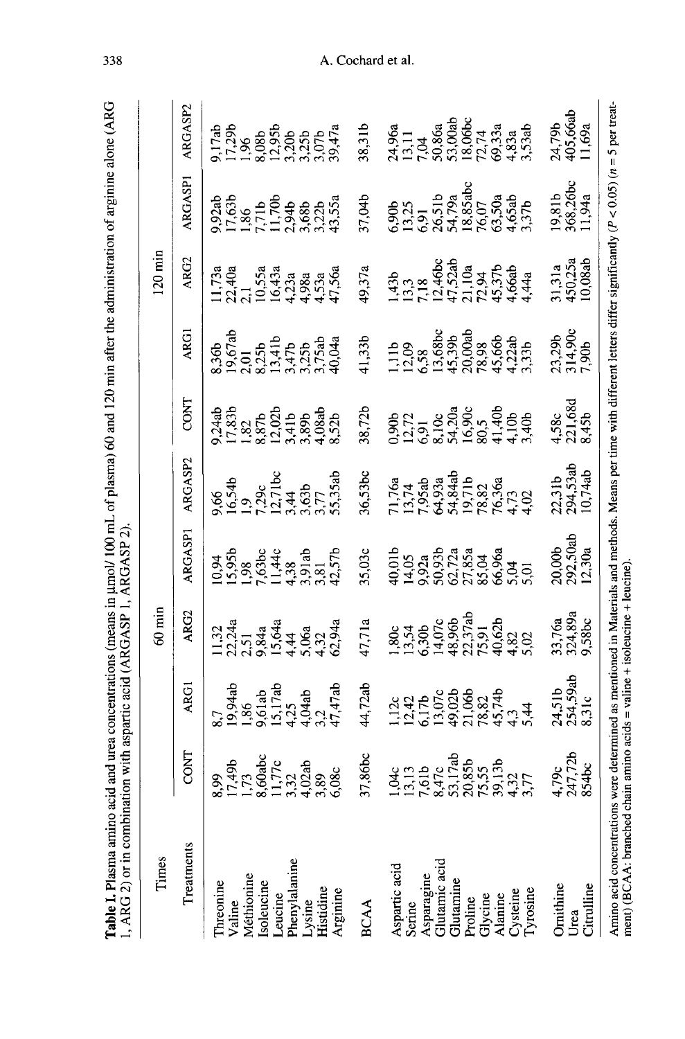**Table I.** Plasma amino acid and urea concentrations (means in μmol/ 100 mL of plasma) 60 and 120 min after the administration of arginine alone (ARG 1, ARG 2) or in combination with aspartic acid (ARGASP 1, ARGASP 2).

| Times | 60 min | | | | | 120 min | | | | |
|---|---|---|---|---|---|---|---|---|---|---|
| Treatments | CONT | ARG1 | ARG2 | ARGASP1 | ARGASP2 | CONT | ARG1 | ARG2 | ARGASP1 | ARGASP2 |
| Threonine | 8,99 | 8,7 | 11,32 | 10,94 | 9,66 | 9,24ab | 8,36b | 11,73a | 9,92ab | 9,17ab |
| Valine | 17,49b | 19,94ab | 22,24a | 15,95b | 16,54b | 17,83b | 19,67ab | 22,40a | 17,63b | 17,29b |
| Méthionine | 1,73 | 1,86 | 2,51 | 1,98 | 1,9 | 1,82 | 2,01 | 2,1 | 1,86 | 1,96 |
| Isoleucine | 8,60abc | 9,61ab | 9,84a | 7,63bc | 7,29c | 8,87b | 8,25b | 10,55a | 7,71b | 8,08b |
| Leucine | 11,77c | 15,17ab | 15,64a | 11,44c | 12,71bc | 12,02b | 13,41b | 16,43a | 11,70b | 12,95b |
| Phenylalanine | 3,32 | 4,25 | 4,44 | 4,38 | 3,44 | 3,41b | 3,47b | 4,23a | 2,94b | 3,20b |
| Lysine | 4,02ab | 4,04ab | 5,06a | 3,91ab | 3,63b | 3,89b | 3,25b | 4,98a | 3,68b | 3,25b |
| Histidine | 3,89 | 3,2 | 4,32 | 3,81 | 3,77 | 4,08ab | 3,75ab | 4,53a | 3,22b | 3,07b |
| Arginine | 6,08c | 47,47ab | 62,94a | 42,57b | 55,35ab | 8,52b | 40,04a | 47,56a | 43,55a | 39,47a |
| BCAA | 37,86bc | 44,72ab | 47,71a | 35,03c | 36,53bc | 38,72b | 41,33b | 49,37a | 37,04b | 38,31b |
| Aspartic acid | 1,04c | 1,12c | 1,80c | 40,01b | 71,76a | 0,90b | 1,11b | 1,43b | 6,90b | 24,96a |
| Serine | 13,13 | 12,42 | 13,54 | 14,05 | 13,74 | 12,72 | 12,09 | 13,3 | 13,25 | 13,11 |
| Asparagine | 7,61b | 6,17b | 6,30b | 9,92a | 7,95ab | 6,91 | 6,58 | 7,18 | 6,91 | 7,04 |
| Glutamic acid | 8,47c | 13,07c | 14,07c | 50,93b | 64,93a | 8,10c | 13,68bc | 12,46bc | 26,51b | 50,86a |
| Glutamine | 53,17ab | 49,02b | 48,96b | 62,72a | 54,84ab | 54,20a | 45,39b | 47,52ab | 54,79a | 53,00ab |
| Proline | 20,85b | 21,06b | 22,37ab | 27,85a | 19,71b | 16,90c | 20,00ab | 21,10a | 18,85abc | 18,06bc |
| Glycine | 75,55 | 78,82 | 75,91 | 85,04 | 78,82 | 80,5 | 78,98 | 72,94 | 76,07 | 72,74 |
| Alanine | 39,13b | 45,74b | 40,62b | 66,96a | 76,36a | 41,40b | 45,66b | 45,37b | 63,50a | 69,33a |
| Cysteine | 4,32 | 4,3 | 4,82 | 5,04 | 4,73 | 4,10b | 4,22ab | 4,66ab | 4,65ab | 4,83a |
| Tyrosine | 3,77 | 5,44 | 5,02 | 5,01 | 4,02 | 3,40b | 3,33b | 4,44a | 3,37b | 3,53ab |
| Ornithine | 4,79c | 24,51b | 33,76a | 20,00b | 22,31b | 4,58c | 23,29b | 31,31a | 19,81b | 24,79b |
| Urea | 247,72b | 254,59ab | 324,89a | 292,50ab | 294,53ab | 221,68d | 314,90c | 450,25a | 368,26bc | 405,66ab |
| Citrulline | 854bc | 8,31c | 9,58bc | 12,30a | 10,74ab | 8,45b | 7,90b | 10,08ab | 11,94a | 11,69a |

Amino acid concentrations were determined as mentioned in Materials and methods. Means per time with different letters differ significantly ($P < 0.05$) ($n = 5$ per treatment) (BCAA: branched chain amino acids = valine + isoleucine + leucine).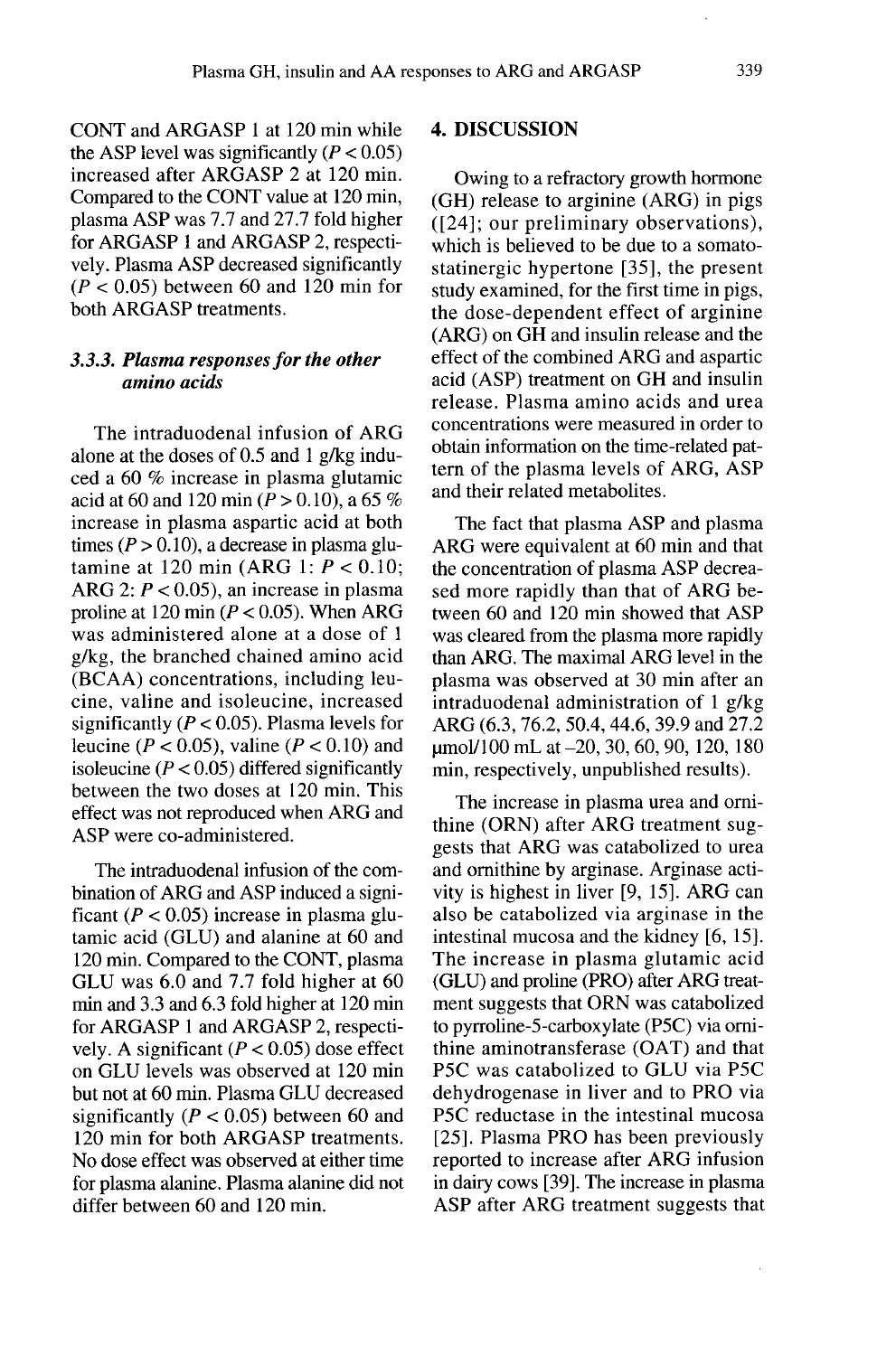CONT and ARGASP 1 at 120 min while the ASP level was significantly ($P < 0.05$) increased after ARGASP 2 at 120 min. Compared to the CONT value at 120 min, plasma ASP was 7.7 and 27.7 fold higher for ARGASP 1 and ARGASP 2, respectively. Plasma ASP decreased significantly ($P < 0.05$) between 60 and 120 min for both ARGASP treatments.

### 3.3.3. *Plasma responses for the other amino acids*

The intraduodenal infusion of ARG alone at the doses of 0.5 and 1 g/kg induced a 60 % increase in plasma glutamic acid at 60 and 120 min ($P > 0.10$), a 65 % increase in plasma aspartic acid at both times ($P > 0.10$), a decrease in plasma glutamine at 120 min (ARG 1: $P < 0.10$; ARG 2: $P < 0.05$), an increase in plasma proline at 120 min ($P < 0.05$). When ARG was administered alone at a dose of 1 g/kg, the branched chained amino acid (BCAA) concentrations, including leucine, valine and isoleucine, increased significantly ($P < 0.05$). Plasma levels for leucine ($P < 0.05$), valine ($P < 0.10$) and isoleucine ($P < 0.05$) differed significantly between the two doses at 120 min. This effect was not reproduced when ARG and ASP were co-administered.

The intraduodenal infusion of the combination of ARG and ASP induced a significant ($P < 0.05$) increase in plasma glutamic acid (GLU) and alanine at 60 and 120 min. Compared to the CONT, plasma GLU was 6.0 and 7.7 fold higher at 60 min and 3.3 and 6.3 fold higher at 120 min for ARGASP 1 and ARGASP 2, respectively. A significant ($P < 0.05$) dose effect on GLU levels was observed at 120 min but not at 60 min. Plasma GLU decreased significantly ($P < 0.05$) between 60 and 120 min for both ARGASP treatments. No dose effect was observed at either time for plasma alanine. Plasma alanine did not differ between 60 and 120 min.

## 4. DISCUSSION

Owing to a refractory growth hormone (GH) release to arginine (ARG) in pigs ([24]; our preliminary observations), which is believed to be due to a somatostatinergic hypertone [35], the present study examined, for the first time in pigs, the dose-dependent effect of arginine (ARG) on GH and insulin release and the effect of the combined ARG and aspartic acid (ASP) treatment on GH and insulin release. Plasma amino acids and urea concentrations were measured in order to obtain information on the time-related pattern of the plasma levels of ARG, ASP and their related metabolites.

The fact that plasma ASP and plasma ARG were equivalent at 60 min and that the concentration of plasma ASP decreased more rapidly than that of ARG between 60 and 120 min showed that ASP was cleared from the plasma more rapidly than ARG. The maximal ARG level in the plasma was observed at 30 min after an intraduodenal administration of 1 g/kg ARG (6.3, 76.2, 50.4, 44.6, 39.9 and 27.2 µmol/100 mL at –20, 30, 60, 90, 120, 180 min, respectively, unpublished results).

The increase in plasma urea and ornithine (ORN) after ARG treatment suggests that ARG was catabolized to urea and ornithine by arginase. Arginase activity is highest in liver [9, 15]. ARG can also be catabolized via arginase in the intestinal mucosa and the kidney [6, 15]. The increase in plasma glutamic acid (GLU) and proline (PRO) after ARG treatment suggests that ORN was catabolized to pyrroline-5-carboxylate (P5C) via ornithine aminotransferase (OAT) and that P5C was catabolized to GLU via P5C dehydrogenase in liver and to PRO via P5C reductase in the intestinal mucosa [25]. Plasma PRO has been previously reported to increase after ARG infusion in dairy cows [39]. The increase in plasma ASP after ARG treatment suggests that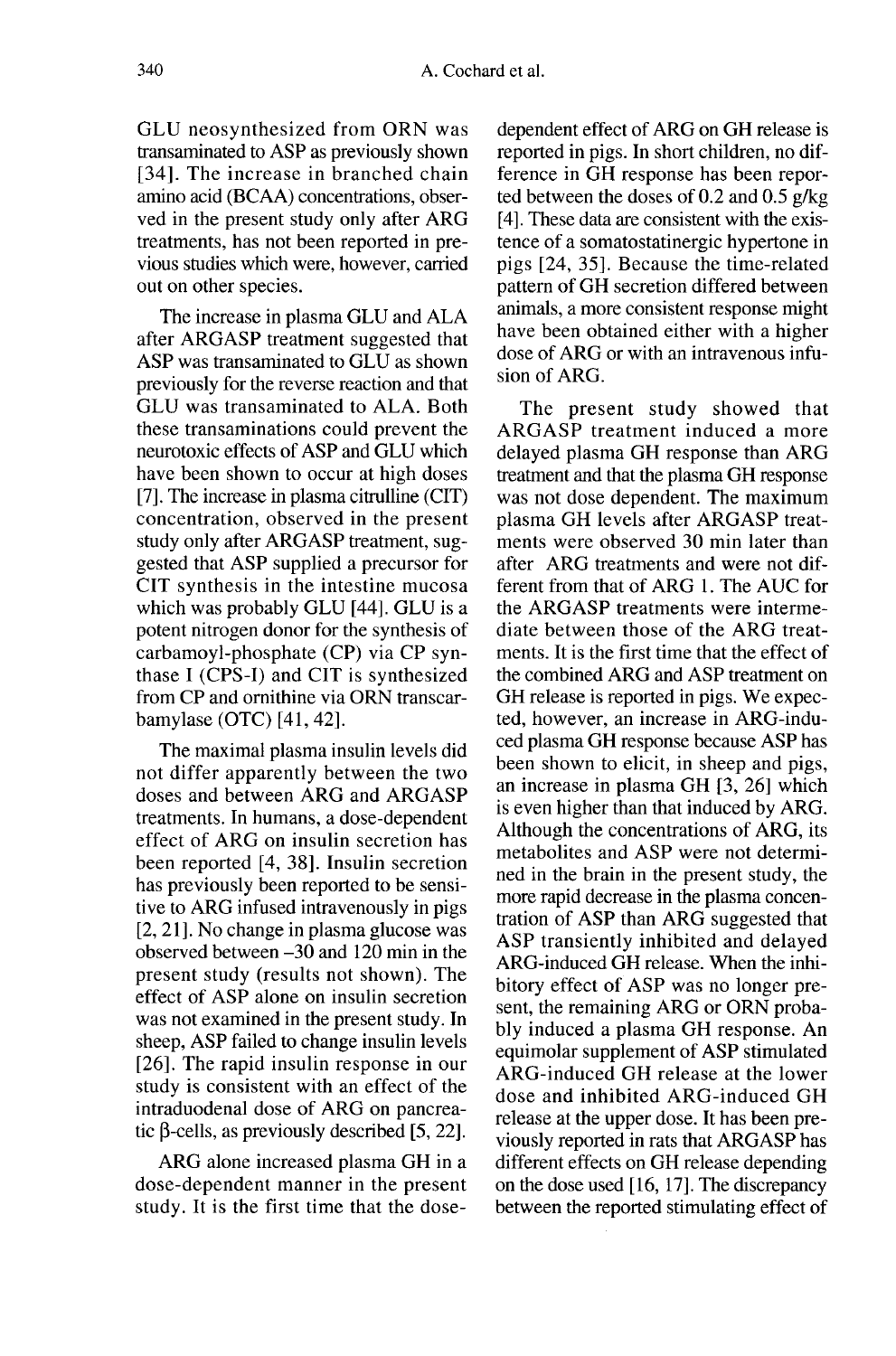GLU neosynthesized from ORN was transaminated to ASP as previously shown [34]. The increase in branched chain amino acid (BCAA) concentrations, observed in the present study only after ARG treatments, has not been reported in previous studies which were, however, carried out on other species.

The increase in plasma GLU and ALA after ARGASP treatment suggested that ASP was transaminated to GLU as shown previously for the reverse reaction and that GLU was transaminated to ALA. Both these transaminations could prevent the neurotoxic effects of ASP and GLU which have been shown to occur at high doses [7]. The increase in plasma citrulline (CIT) concentration, observed in the present study only after ARGASP treatment, suggested that ASP supplied a precursor for CIT synthesis in the intestine mucosa which was probably GLU [44]. GLU is a potent nitrogen donor for the synthesis of carbamoyl-phosphate (CP) via CP synthase I (CPS-I) and CIT is synthesized from CP and ornithine via ORN transcarbamylase (OTC) [41, 42].

The maximal plasma insulin levels did not differ apparently between the two doses and between ARG and ARGASP treatments. In humans, a dose-dependent effect of ARG on insulin secretion has been reported [4, 38]. Insulin secretion has previously been reported to be sensitive to ARG infused intravenously in pigs [2, 21]. No change in plasma glucose was observed between –30 and 120 min in the present study (results not shown). The effect of ASP alone on insulin secretion was not examined in the present study. In sheep, ASP failed to change insulin levels [26]. The rapid insulin response in our study is consistent with an effect of the intraduodenal dose of ARG on pancreatic β-cells, as previously described [5, 22].

ARG alone increased plasma GH in a dose-dependent manner in the present study. It is the first time that the dose-dependent effect of ARG on GH release is reported in pigs. In short children, no difference in GH response has been reported between the doses of 0.2 and 0.5 g/kg [4]. These data are consistent with the existence of a somatostatinergic hypertone in pigs [24, 35]. Because the time-related pattern of GH secretion differed between animals, a more consistent response might have been obtained either with a higher dose of ARG or with an intravenous infusion of ARG.

The present study showed that ARGASP treatment induced a more delayed plasma GH response than ARG treatment and that the plasma GH response was not dose dependent. The maximum plasma GH levels after ARGASP treatments were observed 30 min later than after ARG treatments and were not different from that of ARG 1. The AUC for the ARGASP treatments were intermediate between those of the ARG treatments. It is the first time that the effect of the combined ARG and ASP treatment on GH release is reported in pigs. We expected, however, an increase in ARG-induced plasma GH response because ASP has been shown to elicit, in sheep and pigs, an increase in plasma GH [3, 26] which is even higher than that induced by ARG. Although the concentrations of ARG, its metabolites and ASP were not determined in the brain in the present study, the more rapid decrease in the plasma concentration of ASP than ARG suggested that ASP transiently inhibited and delayed ARG-induced GH release. When the inhibitory effect of ASP was no longer present, the remaining ARG or ORN probably induced a plasma GH response. An equimolar supplement of ASP stimulated ARG-induced GH release at the lower dose and inhibited ARG-induced GH release at the upper dose. It has been previously reported in rats that ARGASP has different effects on GH release depending on the dose used [16, 17]. The discrepancy between the reported stimulating effect of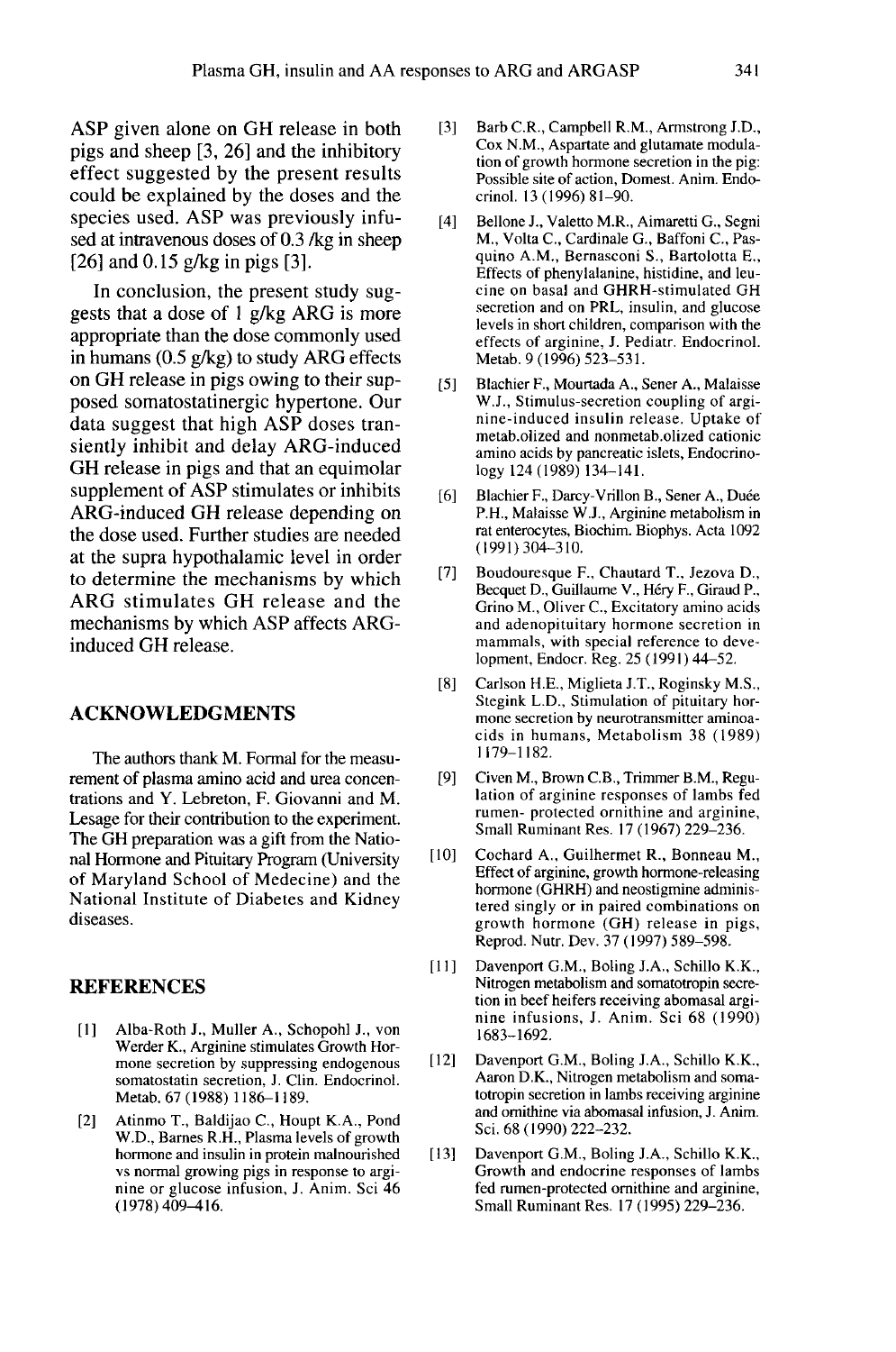ASP given alone on GH release in both pigs and sheep [3, 26] and the inhibitory effect suggested by the present results could be explained by the doses and the species used. ASP was previously infused at intravenous doses of 0.3 /kg in sheep [26] and 0.15 g/kg in pigs [3].

In conclusion, the present study suggests that a dose of 1 g/kg ARG is more appropriate than the dose commonly used in humans (0.5 g/kg) to study ARG effects on GH release in pigs owing to their supposed somatostatinergic hypertone. Our data suggest that high ASP doses transiently inhibit and delay ARG-induced GH release in pigs and that an equimolar supplement of ASP stimulates or inhibits ARG-induced GH release depending on the dose used. Further studies are needed at the supra hypothalamic level in order to determine the mechanisms by which ARG stimulates GH release and the mechanisms by which ASP affects ARG-induced GH release.

## ACKNOWLEDGMENTS

The authors thank M. Formal for the measurement of plasma amino acid and urea concentrations and Y. Lebreton, F. Giovanni and M. Lesage for their contribution to the experiment. The GH preparation was a gift from the National Hormone and Pituitary Program (University of Maryland School of Medecine) and the National Institute of Diabetes and Kidney diseases.

## REFERENCES

[1] Alba-Roth J., Muller A., Schopohl J., von Werder K., Arginine stimulates Growth Hormone secretion by suppressing endogenous somatostatin secretion, J. Clin. Endocrinol. Metab. 67 (1988) 1186–1189.

[2] Atinmo T., Baldijao C., Houpt K.A., Pond W.D., Barnes R.H., Plasma levels of growth hormone and insulin in protein malnourished vs normal growing pigs in response to arginine or glucose infusion, J. Anim. Sci 46 (1978) 409–416.

[3] Barb C.R., Campbell R.M., Armstrong J.D., Cox N.M., Aspartate and glutamate modulation of growth hormone secretion in the pig: Possible site of action, Domest. Anim. Endocrinol. 13 (1996) 81–90.

[4] Bellone J., Valetto M.R., Aimaretti G., Segni M., Volta C., Cardinale G., Baffoni C., Pasquino A.M., Bernasconi S., Bartolotta E., Effects of phenylalanine, histidine, and leucine on basal and GHRH-stimulated GH secretion and on PRL, insulin, and glucose levels in short children, comparison with the effects of arginine, J. Pediatr. Endocrinol. Metab. 9 (1996) 523–531.

[5] Blachier F., Mourtada A., Sener A., Malaisse W.J., Stimulus-secretion coupling of arginine-induced insulin release. Uptake of metab.olized and nonmetab.olized cationic amino acids by pancreatic islets, Endocrinology 124 (1989) 134–141.

[6] Blachier F., Darcy-Vrillon B., Sener A., Duée P.H., Malaisse W.J., Arginine metabolism in rat enterocytes, Biochim. Biophys. Acta 1092 (1991) 304–310.

[7] Boudouresque F., Chautard T., Jezova D., Becquet D., Guillaume V., Héry F., Giraud P., Grino M., Oliver C., Excitatory amino acids and adenopituitary hormone secretion in mammals, with special reference to development, Endocr. Reg. 25 (1991) 44–52.

[8] Carlson H.E., Miglieta J.T., Roginsky M.S., Stegink L.D., Stimulation of pituitary hormone secretion by neurotransmitter aminoacids in humans, Metabolism 38 (1989) 1179–1182.

[9] Civen M., Brown C.B., Trimmer B.M., Regulation of arginine responses of lambs fed rumen- protected ornithine and arginine, Small Ruminant Res. 17 (1967) 229–236.

[10] Cochard A., Guilhermet R., Bonneau M., Effect of arginine, growth hormone-releasing hormone (GHRH) and neostigmine administered singly or in paired combinations on growth hormone (GH) release in pigs, Reprod. Nutr. Dev. 37 (1997) 589–598.

[11] Davenport G.M., Boling J.A., Schillo K.K., Nitrogen metabolism and somatropin secretion in beef heifers receiving abomasal arginine infusions, J. Anim. Sci 68 (1990) 1683–1692.

[12] Davenport G.M., Boling J.A., Schillo K.K., Aaron D.K., Nitrogen metabolism and somatotropin secretion in lambs receiving arginine and ornithine via abomasal infusion, J. Anim. Sci. 68 (1990) 222–232.

[13] Davenport G.M., Boling J.A., Schillo K.K., Growth and endocrine responses of lambs fed rumen-protected ornithine and arginine, Small Ruminant Res. 17 (1995) 229–236.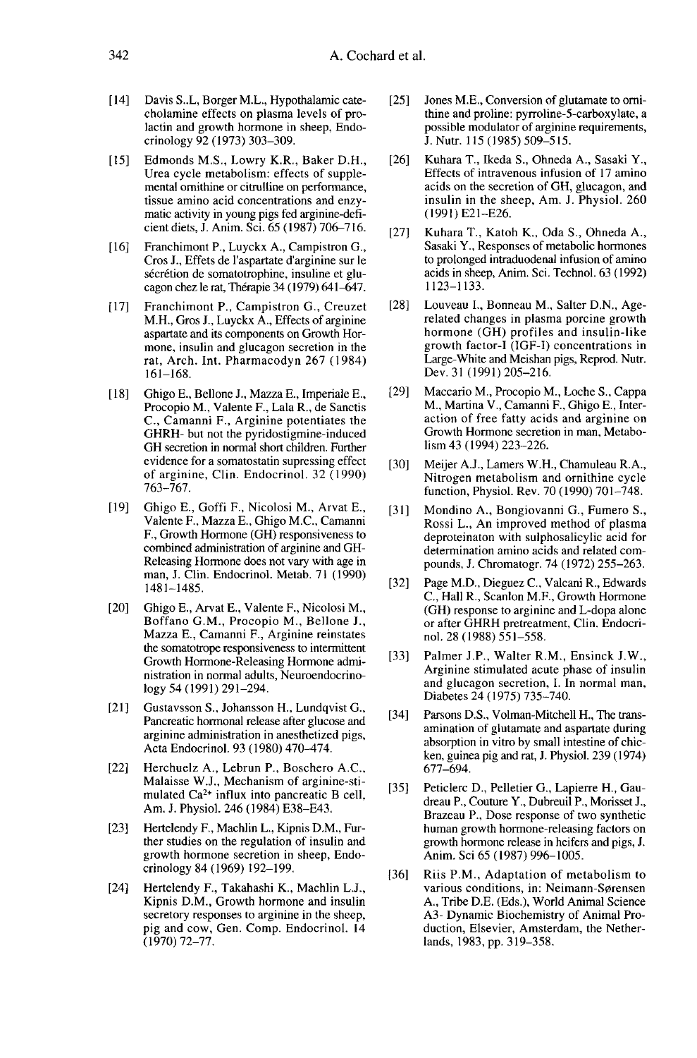[14] Davis S.L, Borger M.L., Hypothalamic catecholamine effects on plasma levels of prolactin and growth hormone in sheep, Endocrinology 92 (1973) 303–309.

[15] Edmonds M.S., Lowry K.R., Baker D.H., Urea cycle metabolism: effects of supplemental ornithine or citrulline on performance, tissue amino acid concentrations and enzymatic activity in young pigs fed arginine-deficient diets, J. Anim. Sci. 65 (1987) 706–716.

[16] Franchimont P., Luyckx A., Campistron G., Cros J., Effets de l'aspartate d'arginine sur le sécrétion de somatotrophine, insuline et glucagon chez le rat, Thérapie 34 (1979) 641–647.

[17] Franchimont P., Campistron G., Creuzet M.H., Gros J., Luyckx A., Effects of arginine aspartate and its components on Growth Hormone, insulin and glucagon secretion in the rat, Arch. Int. Pharmacodyn 267 (1984) 161–168.

[18] Ghigo E., Bellone J., Mazza E., Imperiale E., Procopio M., Valente F., Lala R., de Sanctis C., Camanni F., Arginine potentiates the GHRH- but not the pyridostigmine-induced GH secretion in normal short children. Further evidence for a somatostatin supressing effect of arginine, Clin. Endocrinol. 32 (1990) 763–767.

[19] Ghigo E., Goffi F., Nicolosi M., Arvat E., Valente F., Mazza E., Ghigo M.C., Camanni F., Growth Hormone (GH) responsiveness to combined administration of arginine and GH-Releasing Hormone does not vary with age in man, J. Clin. Endocrinol. Metab. 71 (1990) 1481–1485.

[20] Ghigo E., Arvat E., Valente F., Nicolosi M., Boffano G.M., Procopio M., Bellone J., Mazza E., Camanni F., Arginine reinstates the somatotrope responsiveness to intermittent Growth Hormone-Releasing Hormone administration in normal adults, Neuroendocrinology 54 (1991) 291–294.

[21] Gustavsson S., Johansson H., Lundqvist G., Pancreatic hormonal release after glucose and arginine administration in anesthetized pigs, Acta Endocrinol. 93 (1980) 470–474.

[22] Herchuelz A., Lebrun P., Boschero A.C., Malaisse W.J., Mechanism of arginine-stimulated $Ca^{2+}$ influx into pancreatic B cell, Am. J. Physiol. 246 (1984) E38–E43.

[23] Hertelendy F., Machlin L., Kipnis D.M., Further studies on the regulation of insulin and growth hormone secretion in sheep, Endocrinology 84 (1969) 192–199.

[24] Hertelendy F., Takahashi K., Machlin L.J., Kipnis D.M., Growth hormone and insulin secretory responses to arginine in the sheep, pig and cow, Gen. Comp. Endocrinol. 14 (1970) 72–77.

[25] Jones M.E., Conversion of glutamate to ornithine and proline: pyrroline-5-carboxylate, a possible modulator of arginine requirements, J. Nutr. 115 (1985) 509–515.

[26] Kuhara T., Ikeda S., Ohneda A., Sasaki Y., Effects of intravenous infusion of 17 amino acids on the secretion of GH, glucagon, and insulin in the sheep, Am. J. Physiol. 260 (1991) E21–E26.

[27] Kuhara T., Katoh K., Oda S., Ohneda A., Sasaki Y., Responses of metabolic hormones to prolonged intraduodenal infusion of amino acids in sheep, Anim. Sci. Technol. 63 (1992) 1123–1133.

[28] Louveau I., Bonneau M., Salter D.N., Age-related changes in plasma porcine growth hormone (GH) profiles and insulin-like growth factor-I (IGF-I) concentrations in Large-White and Meishan pigs, Reprod. Nutr. Dev. 31 (1991) 205–216.

[29] Maccario M., Procopio M., Loche S., Cappa M., Martina V., Camanni F., Ghigo E., Interaction of free fatty acids and arginine on Growth Hormone secretion in man, Metabolism 43 (1994) 223–226.

[30] Meijer A.J., Lamers W.H., Chamuleau R.A., Nitrogen metabolism and ornithine cycle function, Physiol. Rev. 70 (1990) 701–748.

[31] Mondino A., Bongiovanni G., Fumero S., Rossi L., An improved method of plasma deproteinaton with sulphosalicylic acid for determination amino acids and related compounds, J. Chromatogr. 74 (1972) 255–263.

[32] Page M.D., Dieguez C., Valcani R., Edwards C., Hall R., Scanlon M.F., Growth Hormone (GH) response to arginine and L-dopa alone or after GHRH pretreatment, Clin. Endocrinol. 28 (1988) 551–558.

[33] Palmer J.P., Walter R.M., Ensinck J.W., Arginine stimulated acute phase of insulin and glucagon secretion, I. In normal man, Diabetes 24 (1975) 735–740.

[34] Parsons D.S., Volman-Mitchell H., The transamination of glutamate and aspartate during absorption in vitro by small intestine of chicken, guinea pig and rat, J. Physiol. 239 (1974) 677–694.

[35] Peticlerc D., Pelletier G., Lapierre H., Gaudreau P., Couture Y., Dubreuil P., Morisset J., Brazeau P., Dose response of two synthetic human growth hormone-releasing factors on growth hormone release in heifers and pigs, J. Anim. Sci 65 (1987) 996–1005.

[36] Riis P.M., Adaptation of metabolism to various conditions, in: Neimann-Sørensen A., Tribe D.E. (Eds.), World Animal Science A3- Dynamic Biochemistry of Animal Production, Elsevier, Amsterdam, the Netherlands, 1983, pp. 319–358.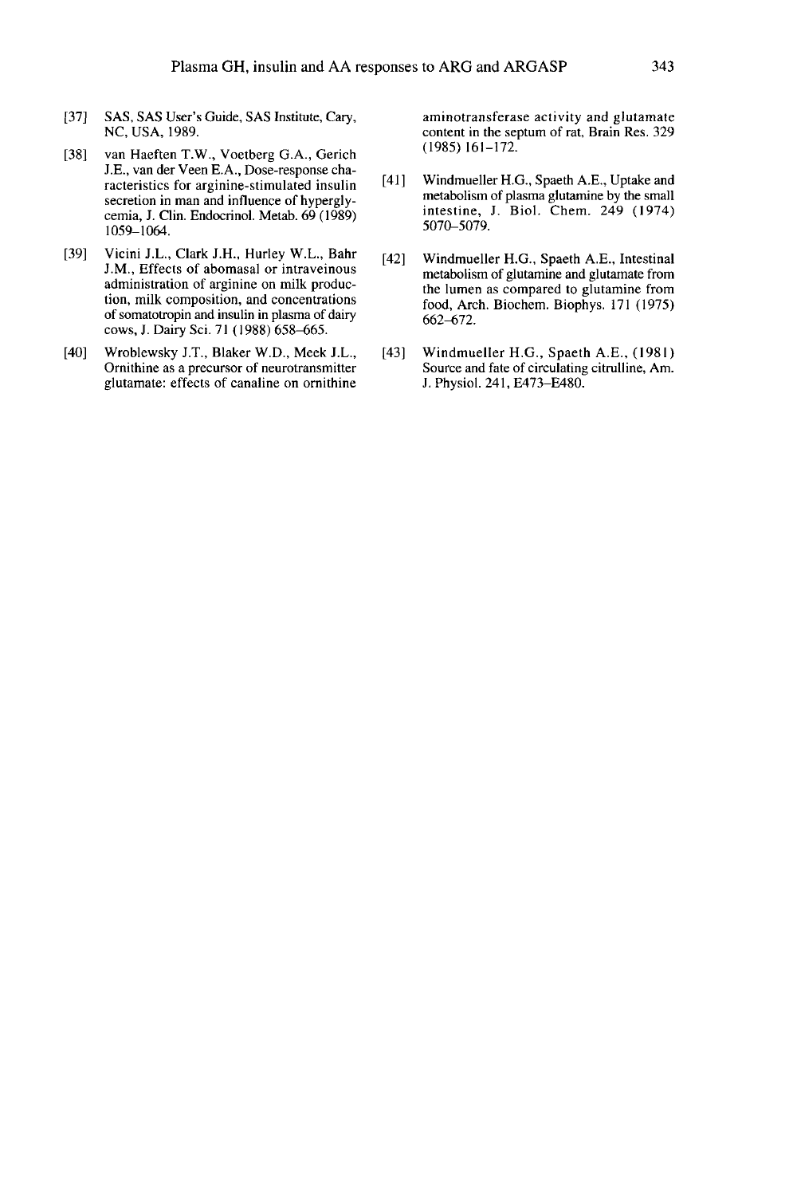[37] SAS, SAS User's Guide, SAS Institute, Cary, NC, USA, 1989.

[38] van Haeften T.W., Voetberg G.A., Gerich J.E., van der Veen E.A., Dose-response characteristics for arginine-stimulated insulin secretion in man and influence of hyperglycemia, J. Clin. Endocrinol. Metab. 69 (1989) 1059–1064.

[39] Vicini J.L., Clark J.H., Hurley W.L., Bahr J.M., Effects of abomasal or intraveinous administration of arginine on milk production, milk composition, and concentrations of somatotropin and insulin in plasma of dairy cows, J. Dairy Sci. 71 (1988) 658–665.

[40] Wroblewsky J.T., Blaker W.D., Meek J.L., Ornithine as a precursor of neurotransmitter glutamate: effects of canaline on ornithine aminotransferase activity and glutamate content in the septum of rat, Brain Res. 329 (1985) 161–172.

[41] Windmueller H.G., Spaeth A.E., Uptake and metabolism of plasma glutamine by the small intestine, J. Biol. Chem. 249 (1974) 5070–5079.

[42] Windmueller H.G., Spaeth A.E., Intestinal metabolism of glutamine and glutamate from the lumen as compared to glutamine from food, Arch. Biochem. Biophys. 171 (1975) 662–672.

[43] Windmueller H.G., Spaeth A.E., (1981) Source and fate of circulating citrulline, Am. J. Physiol. 241, E473–E480.